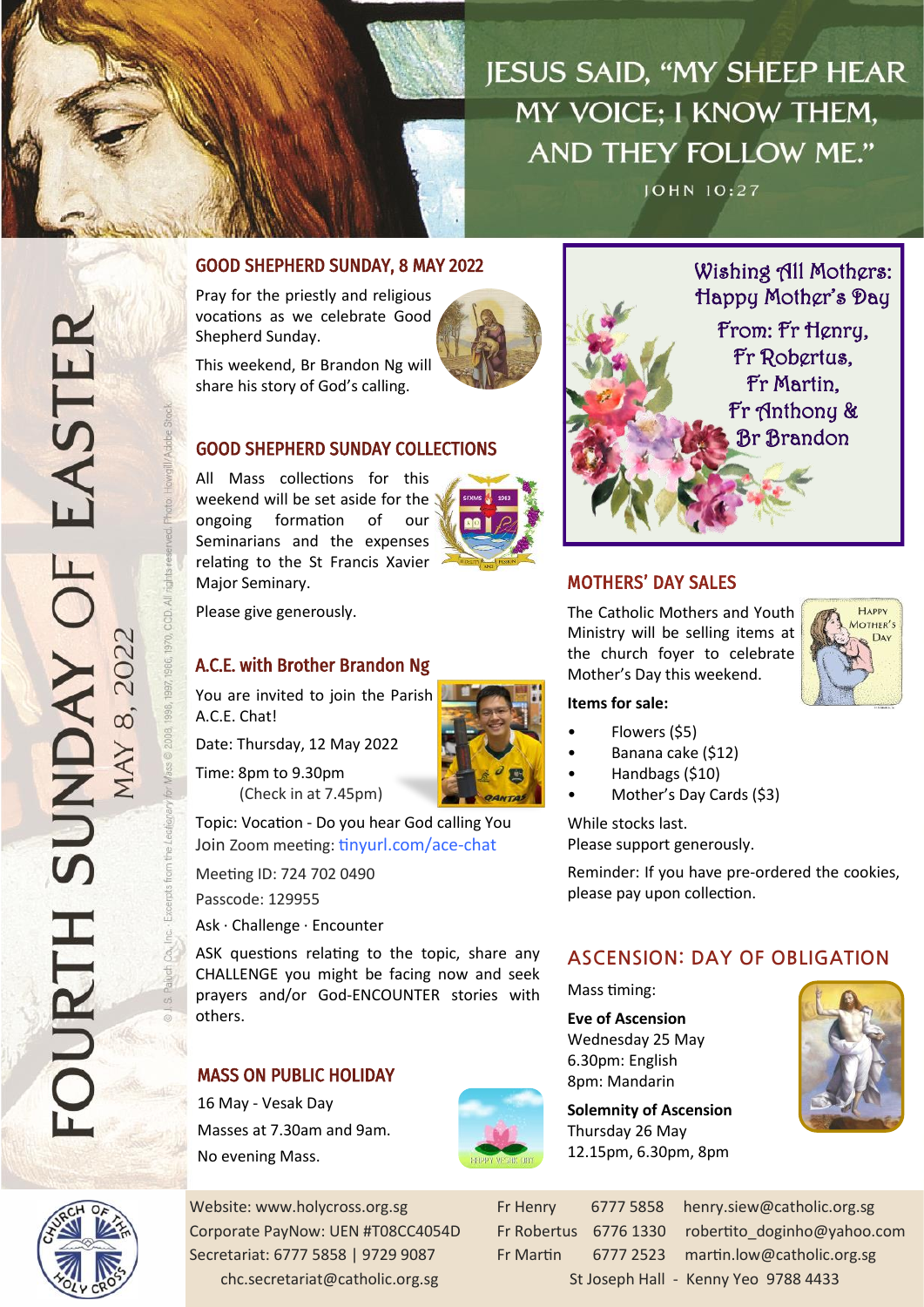# JESUS SAID, "MY SHEEP HEAR MY VOICE; I KNOW THEM, AND THEY FOLLOW ME."

JOHN 10:27

# FOURTH SUNDAY OF EASTER

MAY 8, 2022

## GOOD SHEPHERD SUNDAY, 8 MAY 2022

Pray for the priestly and religious vocations as we celebrate Good Shepherd Sunday.

This weekend, Br Brandon Ng will share his story of God's calling.

## GOOD SHEPHERD SUNDAY COLLECTIONS

All Mass collections for this weekend will be set aside for the ongoing formation of our Seminarians and the expenses relating to the St Francis Xavier Major Seminary.

Please give generously.

## A.C.E. with Brother Brandon Ng

You are invited to join the Parish A.C.E. Chat!

Date: Thursday, 12 May 2022

Time: 8pm to 9.30pm
(Check in at 7.45pm)

Topic: Vocation - Do you hear God calling You

Join Zoom meeting: tinyurl.com/ace-chat

Meeting ID: 724 702 0490

Passcode: 129955

Ask · Challenge · Encounter

ASK questions relating to the topic, share any CHALLENGE you might be facing now and seek prayers and/or God-ENCOUNTER stories with others.

## MASS ON PUBLIC HOLIDAY

16 May - Vesak Day

Masses at 7.30am and 9am.

No evening Mass.

Wishing All Mothers: Happy Mother's Day

From: Fr Henry, Fr Robertus, Fr Martin, Fr Anthony & Br Brandon

## MOTHERS' DAY SALES

The Catholic Mothers and Youth Ministry will be selling items at the church foyer to celebrate Mother's Day this weekend.

**Items for sale:**

- Flowers ($5)
- Banana cake ($12)
- Handbags ($10)
- Mother's Day Cards ($3)

While stocks last.
Please support generously.

Reminder: If you have pre-ordered the cookies, please pay upon collection.

## ASCENSION: DAY OF OBLIGATION

Mass timing:

**Eve of Ascension**
Wednesday 25 May
6.30pm: English
8pm: Mandarin

**Solemnity of Ascension**
Thursday 26 May
12.15pm, 6.30pm, 8pm

Website: www.holycross.org.sg
Corporate PayNow: UEN #T08CC4054D
Secretariat: 6777 5858 | 9729 9087
chc.secretariat@catholic.org.sg

| | | |
|---|---|---|
| Fr Henry | 6777 5858 | henry.siew@catholic.org.sg |
| Fr Robertus | 6776 1330 | robertito_doginho@yahoo.com |
| Fr Martin | 6777 2523 | martin.low@catholic.org.sg |

St Joseph Hall - Kenny Yeo 9788 4433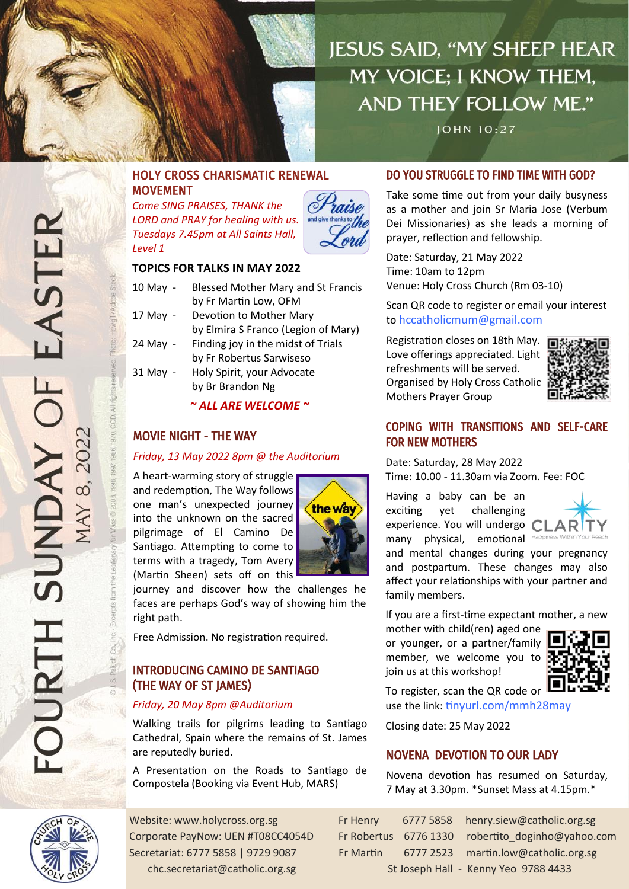JESUS SAID, "MY SHEEP HEAR MY VOICE; I KNOW THEM, AND THEY FOLLOW ME."

JOHN 10:27

# FOURTH SUNDAY OF EASTER

MAY 8, 2022

## HOLY CROSS CHARISMATIC RENEWAL MOVEMENT

*Come SING PRAISES, THANK the LORD and PRAY for healing with us. Tuesdays 7.45pm at All Saints Hall, Level 1*

Praise and give thanks to the Lord

### TOPICS FOR TALKS IN MAY 2022

| | |
|---|---|
| 10 May - | Blessed Mother Mary and St Francis by Fr Martin Low, OFM |
| 17 May - | Devotion to Mother Mary by Elmira S Franco (Legion of Mary) |
| 24 May - | Finding joy in the midst of Trials by Fr Robertus Sarwiseso |
| 31 May - | Holy Spirit, your Advocate by Br Brandon Ng |

***~ ALL ARE WELCOME ~***

## MOVIE NIGHT - THE WAY

*Friday, 13 May 2022 8pm @ the Auditorium*

A heart-warming story of struggle and redemption, The Way follows one man's unexpected journey into the unknown on the sacred pilgrimage of El Camino De Santiago. Attempting to come to terms with a tragedy, Tom Avery (Martin Sheen) sets off on this journey and discover how the challenges he faces are perhaps God's way of showing him the right path.

Free Admission. No registration required.

## INTRODUCING CAMINO DE SANTIAGO (THE WAY OF ST JAMES)

*Friday, 20 May 8pm @Auditorium*

Walking trails for pilgrims leading to Santiago Cathedral, Spain where the remains of St. James are reputedly buried.

A Presentation on the Roads to Santiago de Compostela (Booking via Event Hub, MARS)

## DO YOU STRUGGLE TO FIND TIME WITH GOD?

Take some time out from your daily busyness as a mother and join Sr Maria Jose (Verbum Dei Missionaries) as she leads a morning of prayer, reflection and fellowship.

Date: Saturday, 21 May 2022
Time: 10am to 12pm
Venue: Holy Cross Church (Rm 03-10)

Scan QR code to register or email your interest to hccatholicmum@gmail.com

Registration closes on 18th May. Love offerings appreciated. Light refreshments will be served. Organised by Holy Cross Catholic Mothers Prayer Group

## COPING WITH TRANSITIONS AND SELF-CARE FOR NEW MOTHERS

Date: Saturday, 28 May 2022
Time: 10.00 - 11.30am via Zoom. Fee: FOC

CLARITY Happiness Within Your Reach

Having a baby can be an exciting yet challenging experience. You will undergo many physical, emotional and mental changes during your pregnancy and postpartum. These changes may also affect your relationships with your partner and family members.

If you are a first-time expectant mother, a new mother with child(ren) aged one or younger, or a partner/family member, we welcome you to join us at this workshop!

To register, scan the QR code or use the link: tinyurl.com/mmh28may

Closing date: 25 May 2022

## NOVENA DEVOTION TO OUR LADY

Novena devotion has resumed on Saturday, 7 May at 3.30pm. *Sunset Mass at 4.15pm.*

Website: www.holycross.org.sg
Corporate PayNow: UEN #T08CC4054D
Secretariat: 6777 5858 | 9729 9087
chc.secretariat@catholic.org.sg

| | | |
|---|---|---|
| Fr Henry | 6777 5858 | henry.siew@catholic.org.sg |
| Fr Robertus | 6776 1330 | robertito_doginho@yahoo.com |
| Fr Martin | 6777 2523 | martin.low@catholic.org.sg |

St Joseph Hall - Kenny Yeo 9788 4433